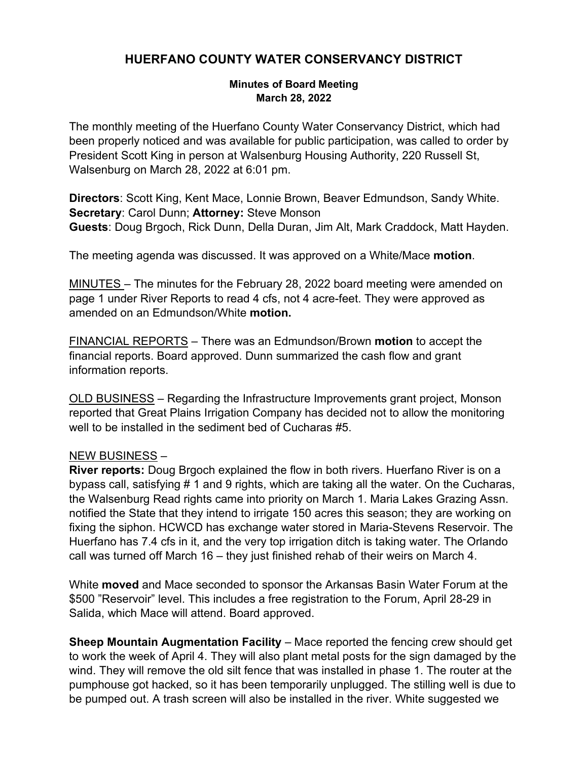# HUERFANO COUNTY WATER CONSERVANCY DISTRICT

**Minutes of Board Meeting**
**March 28, 2022**

The monthly meeting of the Huerfano County Water Conservancy District, which had been properly noticed and was available for public participation, was called to order by President Scott King in person at Walsenburg Housing Authority, 220 Russell St, Walsenburg on March 28, 2022 at 6:01 pm.

**Directors**: Scott King, Kent Mace, Lonnie Brown, Beaver Edmundson, Sandy White.
**Secretary**: Carol Dunn; **Attorney:** Steve Monson
**Guests**: Doug Brgoch, Rick Dunn, Della Duran, Jim Alt, Mark Craddock, Matt Hayden.

The meeting agenda was discussed. It was approved on a White/Mace **motion**.

<u>MINUTES</u> – The minutes for the February 28, 2022 board meeting were amended on page 1 under River Reports to read 4 cfs, not 4 acre-feet. They were approved as amended on an Edmundson/White **motion.**

<u>FINANCIAL REPORTS</u> – There was an Edmundson/Brown **motion** to accept the financial reports. Board approved. Dunn summarized the cash flow and grant information reports.

<u>OLD BUSINESS</u> – Regarding the Infrastructure Improvements grant project, Monson reported that Great Plains Irrigation Company has decided not to allow the monitoring well to be installed in the sediment bed of Cucharas #5.

<u>NEW BUSINESS</u> –

**River reports:** Doug Brgoch explained the flow in both rivers. Huerfano River is on a bypass call, satisfying # 1 and 9 rights, which are taking all the water. On the Cucharas, the Walsenburg Read rights came into priority on March 1. Maria Lakes Grazing Assn. notified the State that they intend to irrigate 150 acres this season; they are working on fixing the siphon. HCWCD has exchange water stored in Maria-Stevens Reservoir. The Huerfano has 7.4 cfs in it, and the very top irrigation ditch is taking water. The Orlando call was turned off March 16 – they just finished rehab of their weirs on March 4.

White **moved** and Mace seconded to sponsor the Arkansas Basin Water Forum at the $500 "Reservoir" level. This includes a free registration to the Forum, April 28-29 in Salida, which Mace will attend. Board approved.

**Sheep Mountain Augmentation Facility** – Mace reported the fencing crew should get to work the week of April 4. They will also plant metal posts for the sign damaged by the wind. They will remove the old silt fence that was installed in phase 1. The router at the pumphouse got hacked, so it has been temporarily unplugged. The stilling well is due to be pumped out. A trash screen will also be installed in the river. White suggested we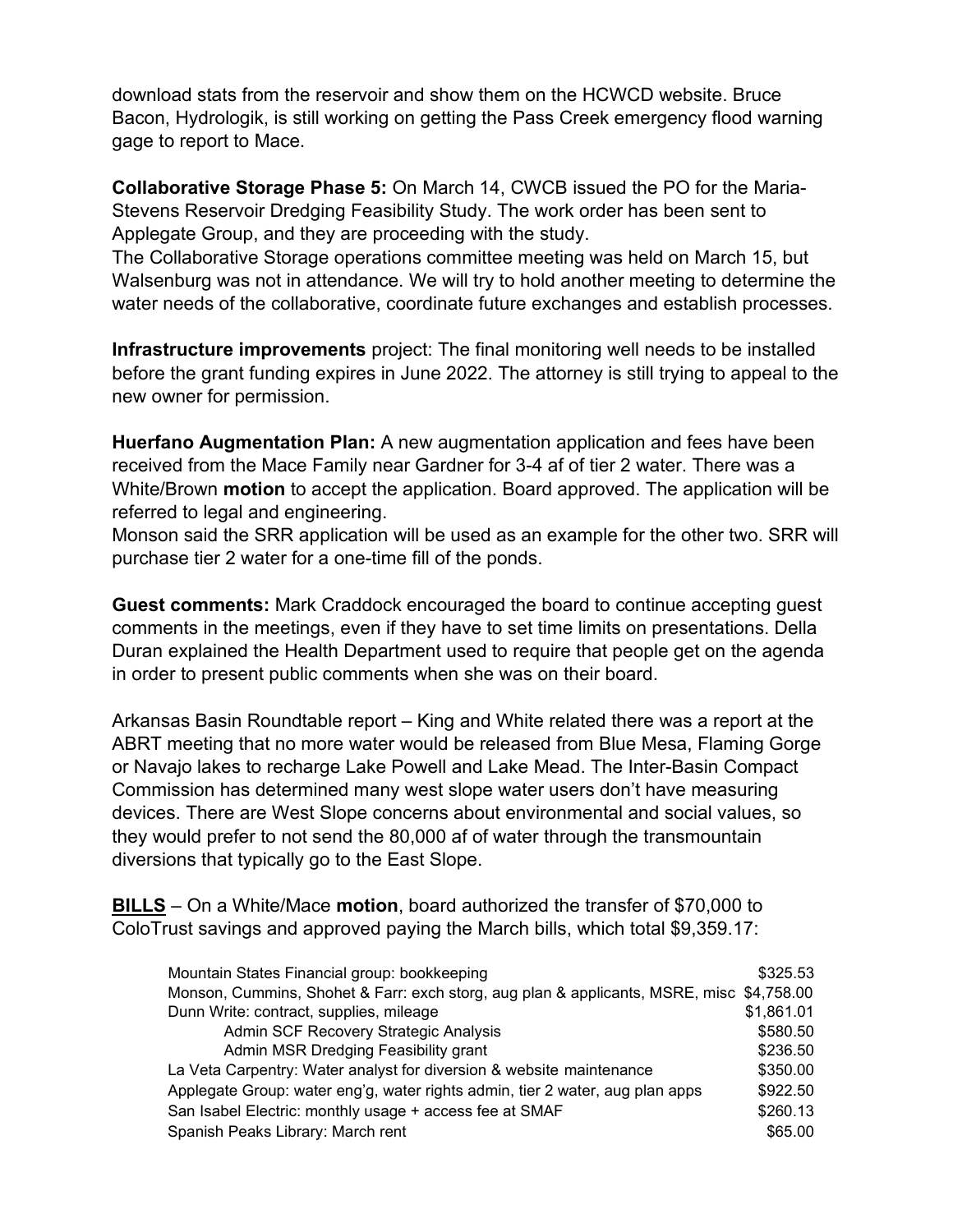download stats from the reservoir and show them on the HCWCD website. Bruce Bacon, Hydrologik, is still working on getting the Pass Creek emergency flood warning gage to report to Mace.

**Collaborative Storage Phase 5:** On March 14, CWCB issued the PO for the Maria-Stevens Reservoir Dredging Feasibility Study. The work order has been sent to Applegate Group, and they are proceeding with the study.
The Collaborative Storage operations committee meeting was held on March 15, but Walsenburg was not in attendance. We will try to hold another meeting to determine the water needs of the collaborative, coordinate future exchanges and establish processes.

**Infrastructure improvements** project: The final monitoring well needs to be installed before the grant funding expires in June 2022. The attorney is still trying to appeal to the new owner for permission.

**Huerfano Augmentation Plan:** A new augmentation application and fees have been received from the Mace Family near Gardner for 3-4 af of tier 2 water. There was a White/Brown **motion** to accept the application. Board approved. The application will be referred to legal and engineering.
Monson said the SRR application will be used as an example for the other two. SRR will purchase tier 2 water for a one-time fill of the ponds.

**Guest comments:** Mark Craddock encouraged the board to continue accepting guest comments in the meetings, even if they have to set time limits on presentations. Della Duran explained the Health Department used to require that people get on the agenda in order to present public comments when she was on their board.

Arkansas Basin Roundtable report – King and White related there was a report at the ABRT meeting that no more water would be released from Blue Mesa, Flaming Gorge or Navajo lakes to recharge Lake Powell and Lake Mead. The Inter-Basin Compact Commission has determined many west slope water users don't have measuring devices. There are West Slope concerns about environmental and social values, so they would prefer to not send the 80,000 af of water through the transmountain diversions that typically go to the East Slope.

**BILLS** – On a White/Mace **motion**, board authorized the transfer of $70,000 to ColoTrust savings and approved paying the March bills, which total $9,359.17:

| | |
|---|---|
| Mountain States Financial group: bookkeeping | $325.53 |
| Monson, Cummins, Shohet & Farr: exch storg, aug plan & applicants, MSRE, misc | $4,758.00 |
| Dunn Write: contract, supplies, mileage | $1,861.01 |
| Admin SCF Recovery Strategic Analysis | $580.50 |
| Admin MSR Dredging Feasibility grant | $236.50 |
| La Veta Carpentry: Water analyst for diversion & website maintenance | $350.00 |
| Applegate Group: water eng'g, water rights admin, tier 2 water, aug plan apps | $922.50 |
| San Isabel Electric: monthly usage + access fee at SMAF | $260.13 |
| Spanish Peaks Library: March rent | $65.00 |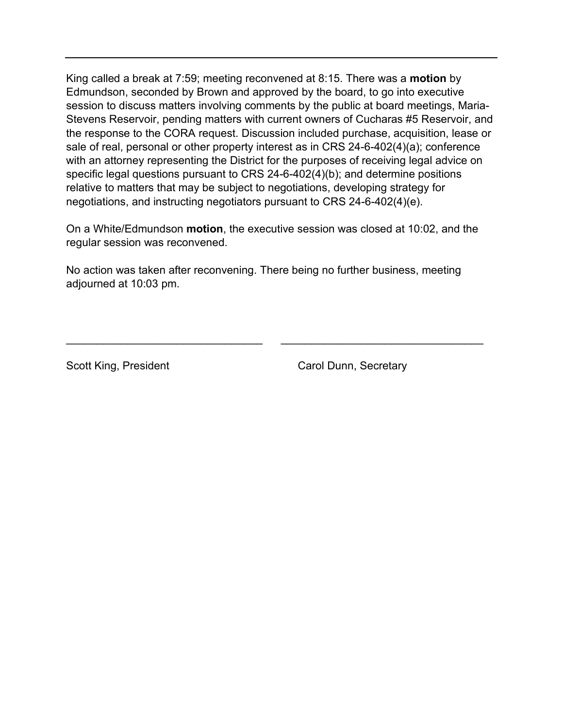---

King called a break at 7:59; meeting reconvened at 8:15. There was a **motion** by Edmundson, seconded by Brown and approved by the board, to go into executive session to discuss matters involving comments by the public at board meetings, Maria-Stevens Reservoir, pending matters with current owners of Cucharas #5 Reservoir, and the response to the CORA request. Discussion included purchase, acquisition, lease or sale of real, personal or other property interest as in CRS 24-6-402(4)(a); conference with an attorney representing the District for the purposes of receiving legal advice on specific legal questions pursuant to CRS 24-6-402(4)(b); and determine positions relative to matters that may be subject to negotiations, developing strategy for negotiations, and instructing negotiators pursuant to CRS 24-6-402(4)(e).

On a White/Edmundson **motion**, the executive session was closed at 10:02, and the regular session was reconvened.

No action was taken after reconvening. There being no further business, meeting adjourned at 10:03 pm.

_________________________________ _________________________________

Scott King, President Carol Dunn, Secretary